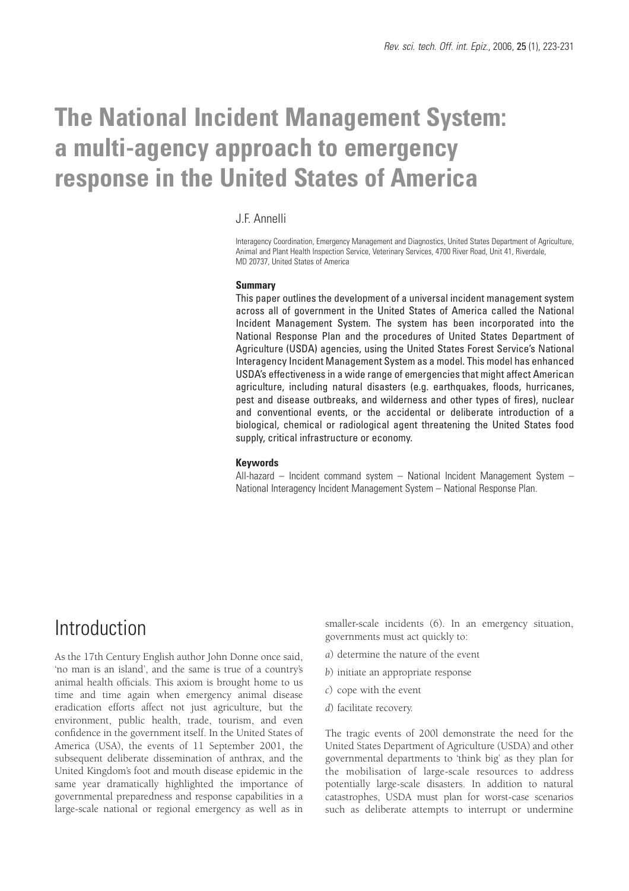# The National Incident Management System: a multi-agency approach to emergency response in the United States of America

J.F. Annelli

Interagency Coordination, Emergency Management and Diagnostics, United States Department of Agriculture, Animal and Plant Health Inspection Service, Veterinary Services, 4700 River Road, Unit 41, Riverdale, MD 20737, United States of America

**Summary**

This paper outlines the development of a universal incident management system across all of government in the United States of America called the National Incident Management System. The system has been incorporated into the National Response Plan and the procedures of United States Department of Agriculture (USDA) agencies, using the United States Forest Service's National Interagency Incident Management System as a model. This model has enhanced USDA's effectiveness in a wide range of emergencies that might affect American agriculture, including natural disasters (e.g. earthquakes, floods, hurricanes, pest and disease outbreaks, and wilderness and other types of fires), nuclear and conventional events, or the accidental or deliberate introduction of a biological, chemical or radiological agent threatening the United States food supply, critical infrastructure or economy.

**Keywords**

All-hazard – Incident command system – National Incident Management System – National Interagency Incident Management System – National Response Plan.

## Introduction

As the 17th Century English author John Donne once said, 'no man is an island', and the same is true of a country's animal health officials. This axiom is brought home to us time and time again when emergency animal disease eradication efforts affect not just agriculture, but the environment, public health, trade, tourism, and even confidence in the government itself. In the United States of America (USA), the events of 11 September 2001, the subsequent deliberate dissemination of anthrax, and the United Kingdom's foot and mouth disease epidemic in the same year dramatically highlighted the importance of governmental preparedness and response capabilities in a large-scale national or regional emergency as well as in smaller-scale incidents (6). In an emergency situation, governments must act quickly to:

*a*) determine the nature of the event

*b*) initiate an appropriate response

*c*) cope with the event

*d*) facilitate recovery.

The tragic events of 2001 demonstrate the need for the United States Department of Agriculture (USDA) and other governmental departments to 'think big' as they plan for the mobilisation of large-scale resources to address potentially large-scale disasters. In addition to natural catastrophes, USDA must plan for worst-case scenarios such as deliberate attempts to interrupt or undermine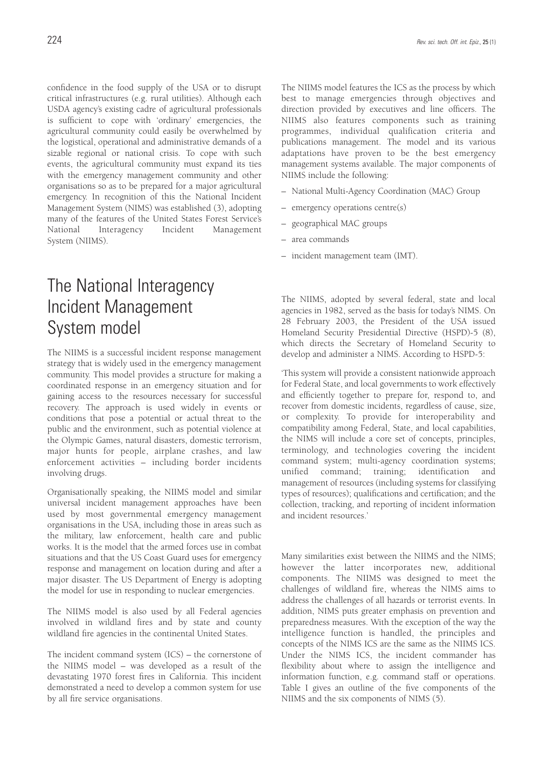confidence in the food supply of the USA or to disrupt critical infrastructures (e.g. rural utilities). Although each USDA agency's existing cadre of agricultural professionals is sufficient to cope with 'ordinary' emergencies, the agricultural community could easily be overwhelmed by the logistical, operational and administrative demands of a sizable regional or national crisis. To cope with such events, the agricultural community must expand its ties with the emergency management community and other organisations so as to be prepared for a major agricultural emergency. In recognition of this the National Incident Management System (NIMS) was established (3), adopting many of the features of the United States Forest Service's National Interagency Incident Management System (NIIMS).

# The National Interagency Incident Management System model

The NIIMS is a successful incident response management strategy that is widely used in the emergency management community. This model provides a structure for making a coordinated response in an emergency situation and for gaining access to the resources necessary for successful recovery. The approach is used widely in events or conditions that pose a potential or actual threat to the public and the environment, such as potential violence at the Olympic Games, natural disasters, domestic terrorism, major hunts for people, airplane crashes, and law enforcement activities – including border incidents involving drugs.

Organisationally speaking, the NIIMS model and similar universal incident management approaches have been used by most governmental emergency management organisations in the USA, including those in areas such as the military, law enforcement, health care and public works. It is the model that the armed forces use in combat situations and that the US Coast Guard uses for emergency response and management on location during and after a major disaster. The US Department of Energy is adopting the model for use in responding to nuclear emergencies.

The NIIMS model is also used by all Federal agencies involved in wildland fires and by state and county wildland fire agencies in the continental United States.

The incident command system (ICS) – the cornerstone of the NIIMS model – was developed as a result of the devastating 1970 forest fires in California. This incident demonstrated a need to develop a common system for use by all fire service organisations.

The NIIMS model features the ICS as the process by which best to manage emergencies through objectives and direction provided by executives and line officers. The NIIMS also features components such as training programmes, individual qualification criteria and publications management. The model and its various adaptations have proven to be the best emergency management systems available. The major components of NIIMS include the following:

- National Multi-Agency Coordination (MAC) Group
- emergency operations centre(s)
- geographical MAC groups
- area commands
- incident management team (IMT).

The NIIMS, adopted by several federal, state and local agencies in 1982, served as the basis for today's NIMS. On 28 February 2003, the President of the USA issued Homeland Security Presidential Directive (HSPD)-5 (8), which directs the Secretary of Homeland Security to develop and administer a NIMS. According to HSPD-5:

'This system will provide a consistent nationwide approach for Federal State, and local governments to work effectively and efficiently together to prepare for, respond to, and recover from domestic incidents, regardless of cause, size, or complexity. To provide for interoperability and compatibility among Federal, State, and local capabilities, the NIMS will include a core set of concepts, principles, terminology, and technologies covering the incident command system; multi-agency coordination systems; unified command; training; identification and management of resources (including systems for classifying types of resources); qualifications and certification; and the collection, tracking, and reporting of incident information and incident resources.'

Many similarities exist between the NIIMS and the NIMS; however the latter incorporates new, additional components. The NIIMS was designed to meet the challenges of wildland fire, whereas the NIMS aims to address the challenges of all hazards or terrorist events. In addition, NIMS puts greater emphasis on prevention and preparedness measures. With the exception of the way the intelligence function is handled, the principles and concepts of the NIMS ICS are the same as the NIIMS ICS. Under the NIMS ICS, the incident commander has flexibility about where to assign the intelligence and information function, e.g. command staff or operations. Table I gives an outline of the five components of the NIIMS and the six components of NIMS (5).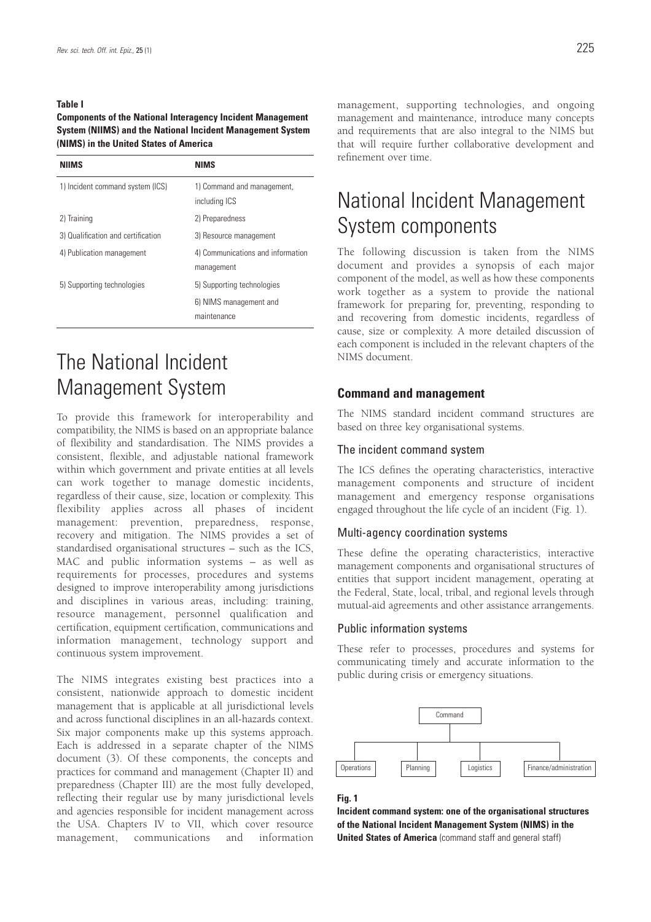**Table I**
**Components of the National Interagency Incident Management System (NIIMS) and the National Incident Management System (NIMS) in the United States of America**

| NIIMS | NIMS |
|---|---|
| 1) Incident command system (ICS) | 1) Command and management, including ICS |
| 2) Training | 2) Preparedness |
| 3) Qualification and certification | 3) Resource management |
| 4) Publication management | 4) Communications and information management |
| 5) Supporting technologies | 5) Supporting technologies |
| | 6) NIMS management and maintenance |

# The National Incident Management System

To provide this framework for interoperability and compatibility, the NIMS is based on an appropriate balance of flexibility and standardisation. The NIMS provides a consistent, flexible, and adjustable national framework within which government and private entities at all levels can work together to manage domestic incidents, regardless of their cause, size, location or complexity. This flexibility applies across all phases of incident management: prevention, preparedness, response, recovery and mitigation. The NIMS provides a set of standardised organisational structures – such as the ICS, MAC and public information systems – as well as requirements for processes, procedures and systems designed to improve interoperability among jurisdictions and disciplines in various areas, including: training, resource management, personnel qualification and certification, equipment certification, communications and information management, technology support and continuous system improvement.

The NIMS integrates existing best practices into a consistent, nationwide approach to domestic incident management that is applicable at all jurisdictional levels and across functional disciplines in an all-hazards context. Six major components make up this systems approach. Each is addressed in a separate chapter of the NIMS document (3). Of these components, the concepts and practices for command and management (Chapter II) and preparedness (Chapter III) are the most fully developed, reflecting their regular use by many jurisdictional levels and agencies responsible for incident management across the USA. Chapters IV to VII, which cover resource management, communications and information management, supporting technologies, and ongoing management and maintenance, introduce many concepts and requirements that are also integral to the NIMS but that will require further collaborative development and refinement over time.

# National Incident Management System components

The following discussion is taken from the NIMS document and provides a synopsis of each major component of the model, as well as how these components work together as a system to provide the national framework for preparing for, preventing, responding to and recovering from domestic incidents, regardless of cause, size or complexity. A more detailed discussion of each component is included in the relevant chapters of the NIMS document.

## Command and management

The NIMS standard incident command structures are based on three key organisational systems.

### The incident command system

The ICS defines the operating characteristics, interactive management components and structure of incident management and emergency response organisations engaged throughout the life cycle of an incident (Fig. 1).

### Multi-agency coordination systems

These define the operating characteristics, interactive management components and organisational structures of entities that support incident management, operating at the Federal, State, local, tribal, and regional levels through mutual-aid agreements and other assistance arrangements.

### Public information systems

These refer to processes, procedures and systems for communicating timely and accurate information to the public during crisis or emergency situations.

Command

Operations | Planning | Logistics | Finance/administration

**Fig. 1**
**Incident command system: one of the organisational structures of the National Incident Management System (NIMS) in the United States of America** (command staff and general staff)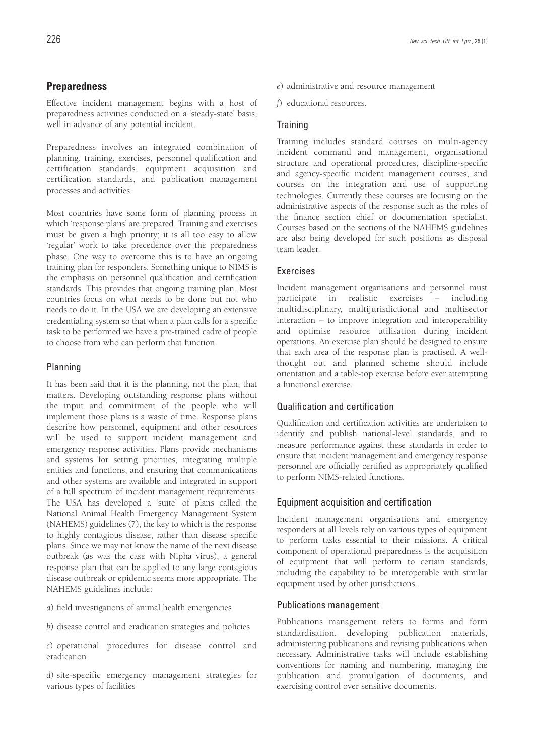## Preparedness

Effective incident management begins with a host of preparedness activities conducted on a 'steady-state' basis, well in advance of any potential incident.

Preparedness involves an integrated combination of planning, training, exercises, personnel qualification and certification standards, equipment acquisition and certification standards, and publication management processes and activities.

Most countries have some form of planning process in which 'response plans' are prepared. Training and exercises must be given a high priority; it is all too easy to allow 'regular' work to take precedence over the preparedness phase. One way to overcome this is to have an ongoing training plan for responders. Something unique to NIMS is the emphasis on personnel qualification and certification standards. This provides that ongoing training plan. Most countries focus on what needs to be done but not who needs to do it. In the USA we are developing an extensive credentialing system so that when a plan calls for a specific task to be performed we have a pre-trained cadre of people to choose from who can perform that function.

### Planning

It has been said that it is the planning, not the plan, that matters. Developing outstanding response plans without the input and commitment of the people who will implement those plans is a waste of time. Response plans describe how personnel, equipment and other resources will be used to support incident management and emergency response activities. Plans provide mechanisms and systems for setting priorities, integrating multiple entities and functions, and ensuring that communications and other systems are available and integrated in support of a full spectrum of incident management requirements. The USA has developed a 'suite' of plans called the National Animal Health Emergency Management System (NAHEMS) guidelines (7), the key to which is the response to highly contagious disease, rather than disease specific plans. Since we may not know the name of the next disease outbreak (as was the case with Nipha virus), a general response plan that can be applied to any large contagious disease outbreak or epidemic seems more appropriate. The NAHEMS guidelines include:

*a*) field investigations of animal health emergencies

*b*) disease control and eradication strategies and policies

*c*) operational procedures for disease control and eradication

*d*) site-specific emergency management strategies for various types of facilities

*e*) administrative and resource management

*f*) educational resources.

### Training

Training includes standard courses on multi-agency incident command and management, organisational structure and operational procedures, discipline-specific and agency-specific incident management courses, and courses on the integration and use of supporting technologies. Currently these courses are focusing on the administrative aspects of the response such as the roles of the finance section chief or documentation specialist. Courses based on the sections of the NAHEMS guidelines are also being developed for such positions as disposal team leader.

### Exercises

Incident management organisations and personnel must participate in realistic exercises – including multidisciplinary, multijurisdictional and multisector interaction – to improve integration and interoperability and optimise resource utilisation during incident operations. An exercise plan should be designed to ensure that each area of the response plan is practised. A well-thought out and planned scheme should include orientation and a table-top exercise before ever attempting a functional exercise.

### Qualification and certification

Qualification and certification activities are undertaken to identify and publish national-level standards, and to measure performance against these standards in order to ensure that incident management and emergency response personnel are officially certified as appropriately qualified to perform NIMS-related functions.

### Equipment acquisition and certification

Incident management organisations and emergency responders at all levels rely on various types of equipment to perform tasks essential to their missions. A critical component of operational preparedness is the acquisition of equipment that will perform to certain standards, including the capability to be interoperable with similar equipment used by other jurisdictions.

### Publications management

Publications management refers to forms and form standardisation, developing publication materials, administering publications and revising publications when necessary. Administrative tasks will include establishing conventions for naming and numbering, managing the publication and promulgation of documents, and exercising control over sensitive documents.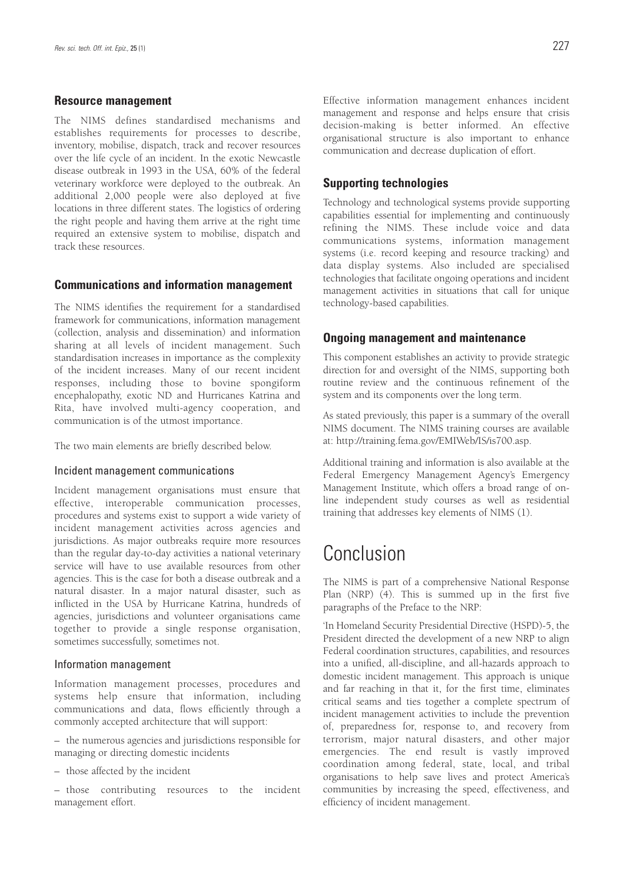## Resource management

The NIMS defines standardised mechanisms and establishes requirements for processes to describe, inventory, mobilise, dispatch, track and recover resources over the life cycle of an incident. In the exotic Newcastle disease outbreak in 1993 in the USA, 60% of the federal veterinary workforce were deployed to the outbreak. An additional 2,000 people were also deployed at five locations in three different states. The logistics of ordering the right people and having them arrive at the right time required an extensive system to mobilise, dispatch and track these resources.

## Communications and information management

The NIMS identifies the requirement for a standardised framework for communications, information management (collection, analysis and dissemination) and information sharing at all levels of incident management. Such standardisation increases in importance as the complexity of the incident increases. Many of our recent incident responses, including those to bovine spongiform encephalopathy, exotic ND and Hurricanes Katrina and Rita, have involved multi-agency cooperation, and communication is of the utmost importance.

The two main elements are briefly described below.

### Incident management communications

Incident management organisations must ensure that effective, interoperable communication processes, procedures and systems exist to support a wide variety of incident management activities across agencies and jurisdictions. As major outbreaks require more resources than the regular day-to-day activities a national veterinary service will have to use available resources from other agencies. This is the case for both a disease outbreak and a natural disaster. In a major natural disaster, such as inflicted in the USA by Hurricane Katrina, hundreds of agencies, jurisdictions and volunteer organisations came together to provide a single response organisation, sometimes successfully, sometimes not.

### Information management

Information management processes, procedures and systems help ensure that information, including communications and data, flows efficiently through a commonly accepted architecture that will support:

– the numerous agencies and jurisdictions responsible for managing or directing domestic incidents

– those affected by the incident

– those contributing resources to the incident management effort.

Effective information management enhances incident management and response and helps ensure that crisis decision-making is better informed. An effective organisational structure is also important to enhance communication and decrease duplication of effort.

## Supporting technologies

Technology and technological systems provide supporting capabilities essential for implementing and continuously refining the NIMS. These include voice and data communications systems, information management systems (i.e. record keeping and resource tracking) and data display systems. Also included are specialised technologies that facilitate ongoing operations and incident management activities in situations that call for unique technology-based capabilities.

## Ongoing management and maintenance

This component establishes an activity to provide strategic direction for and oversight of the NIMS, supporting both routine review and the continuous refinement of the system and its components over the long term.

As stated previously, this paper is a summary of the overall NIMS document. The NIMS training courses are available at: http://training.fema.gov/EMIWeb/IS/is700.asp.

Additional training and information is also available at the Federal Emergency Management Agency's Emergency Management Institute, which offers a broad range of on-line independent study courses as well as residential training that addresses key elements of NIMS (1).

# Conclusion

The NIMS is part of a comprehensive National Response Plan (NRP) (4). This is summed up in the first five paragraphs of the Preface to the NRP:

'In Homeland Security Presidential Directive (HSPD)-5, the President directed the development of a new NRP to align Federal coordination structures, capabilities, and resources into a unified, all-discipline, and all-hazards approach to domestic incident management. This approach is unique and far reaching in that it, for the first time, eliminates critical seams and ties together a complete spectrum of incident management activities to include the prevention of, preparedness for, response to, and recovery from terrorism, major natural disasters, and other major emergencies. The end result is vastly improved coordination among federal, state, local, and tribal organisations to help save lives and protect America's communities by increasing the speed, effectiveness, and efficiency of incident management.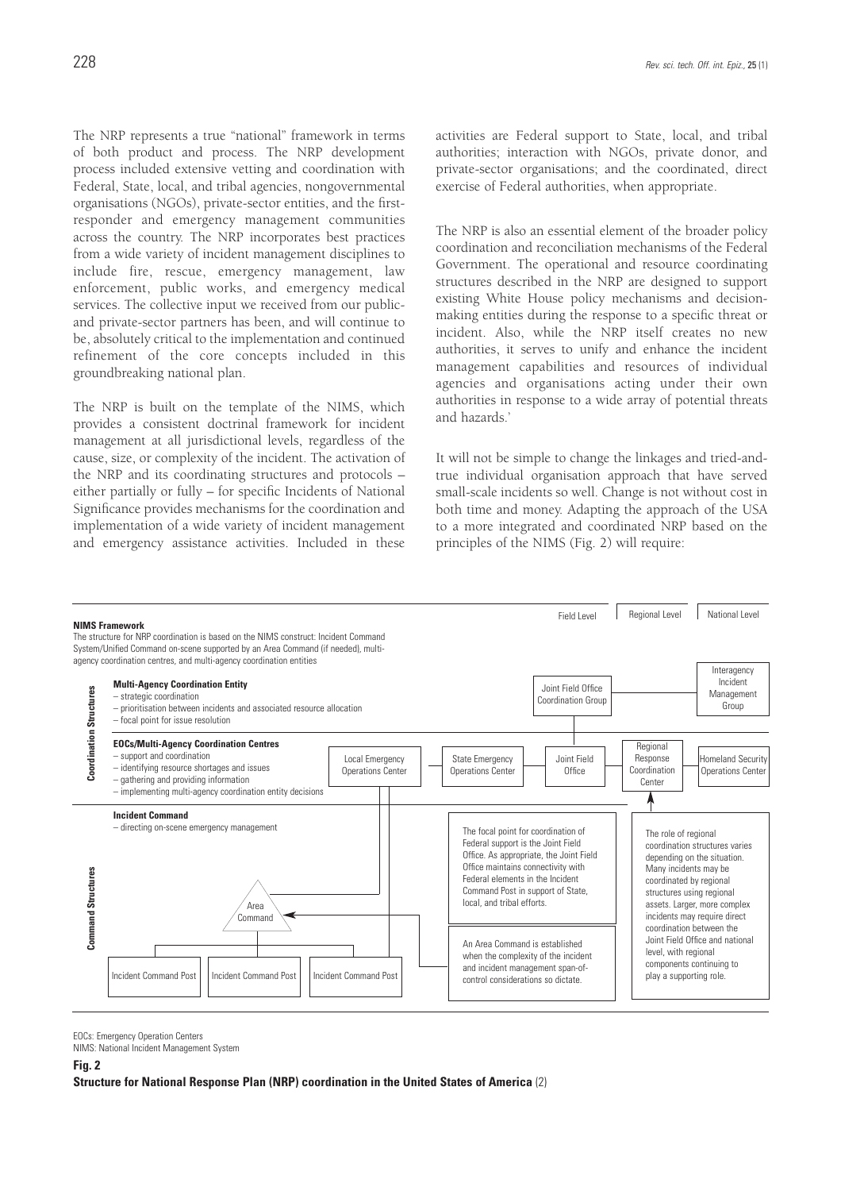The NRP represents a true "national" framework in terms of both product and process. The NRP development process included extensive vetting and coordination with Federal, State, local, and tribal agencies, nongovernmental organisations (NGOs), private-sector entities, and the first-responder and emergency management communities across the country. The NRP incorporates best practices from a wide variety of incident management disciplines to include fire, rescue, emergency management, law enforcement, public works, and emergency medical services. The collective input we received from our public- and private-sector partners has been, and will continue to be, absolutely critical to the implementation and continued refinement of the core concepts included in this groundbreaking national plan.

The NRP is built on the template of the NIMS, which provides a consistent doctrinal framework for incident management at all jurisdictional levels, regardless of the cause, size, or complexity of the incident. The activation of the NRP and its coordinating structures and protocols – either partially or fully – for specific Incidents of National Significance provides mechanisms for the coordination and implementation of a wide variety of incident management and emergency assistance activities. Included in these activities are Federal support to State, local, and tribal authorities; interaction with NGOs, private donor, and private-sector organisations; and the coordinated, direct exercise of Federal authorities, when appropriate.

The NRP is also an essential element of the broader policy coordination and reconciliation mechanisms of the Federal Government. The operational and resource coordinating structures described in the NRP are designed to support existing White House policy mechanisms and decision-making entities during the response to a specific threat or incident. Also, while the NRP itself creates no new authorities, it serves to unify and enhance the incident management capabilities and resources of individual agencies and organisations acting under their own authorities in response to a wide array of potential threats and hazards.'

It will not be simple to change the linkages and tried-and-true individual organisation approach that have served small-scale incidents so well. Change is not without cost in both time and money. Adapting the approach of the USA to a more integrated and coordinated NRP based on the principles of the NIMS (Fig. 2) will require:

Field Level | Regional Level | National Level

**NIMS Framework**
The structure for NRP coordination is based on the NIMS construct: Incident Command System/Unified Command on-scene supported by an Area Command (if needed), multi-agency coordination centres, and multi-agency coordination entities

**Coordination Structures**

**Multi-Agency Coordination Entity**
– strategic coordination
– prioritisation between incidents and associated resource allocation
– focal point for issue resolution

Joint Field Office Coordination Group — Interagency Incident Management Group

**EOCs/Multi-Agency Coordination Centres**
– support and coordination
– identifying resource shortages and issues
– gathering and providing information
– implementing multi-agency coordination entity decisions

Local Emergency Operations Center — State Emergency Operations Center — Joint Field Office — Regional Response Coordination Center — Homeland Security Operations Center

**Command Structures**

**Incident Command**
– directing on-scene emergency management

Area Command

Incident Command Post — Incident Command Post — Incident Command Post

The focal point for coordination of Federal support is the Joint Field Office. As appropriate, the Joint Field Office maintains connectivity with Federal elements in the Incident Command Post in support of State, local, and tribal efforts.

An Area Command is established when the complexity of the incident and incident management span-of-control considerations so dictate.

The role of regional coordination structures varies depending on the situation. Many incidents may be coordinated by regional structures using regional assets. Larger, more complex incidents may require direct coordination between the Joint Field Office and national level, with regional components continuing to play a supporting role.

EOCs: Emergency Operation Centers
NIMS: National Incident Management System

**Fig. 2**
**Structure for National Response Plan (NRP) coordination in the United States of America** (2)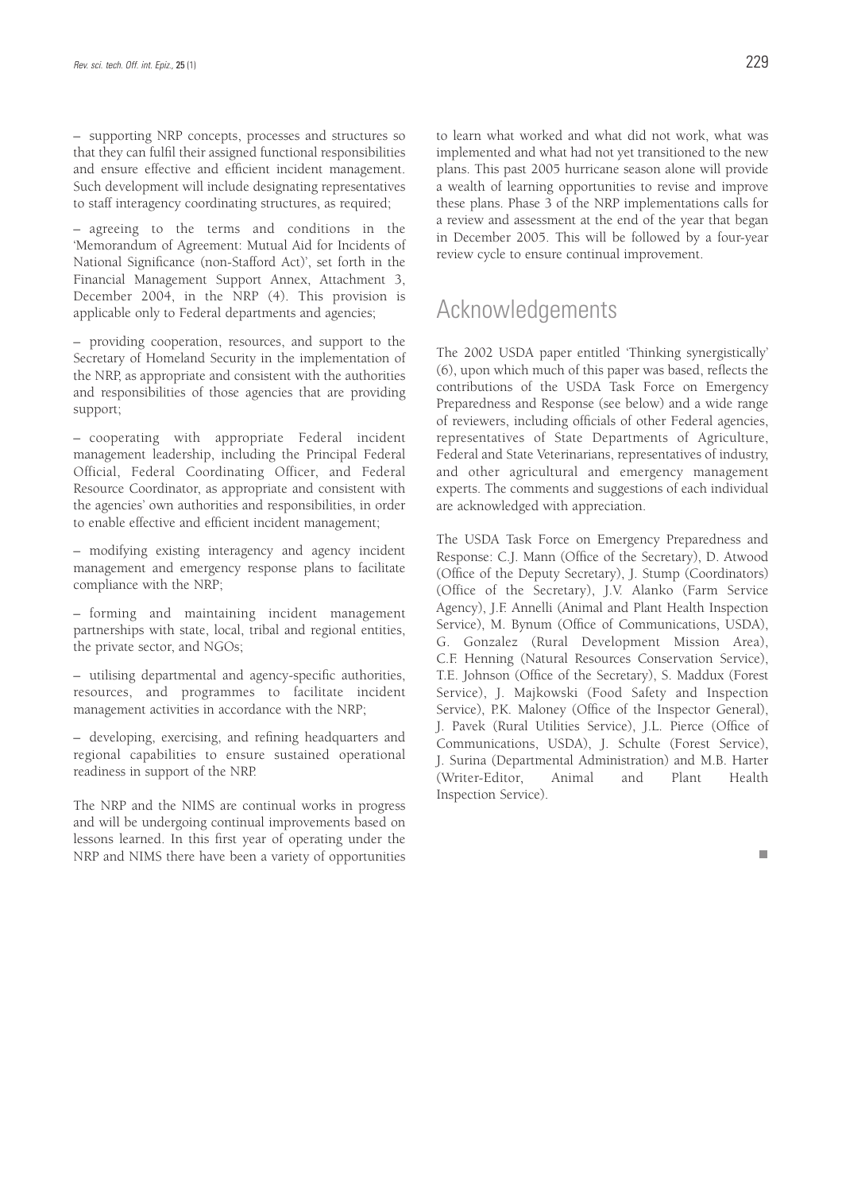– supporting NRP concepts, processes and structures so that they can fulfil their assigned functional responsibilities and ensure effective and efficient incident management. Such development will include designating representatives to staff interagency coordinating structures, as required;

– agreeing to the terms and conditions in the 'Memorandum of Agreement: Mutual Aid for Incidents of National Significance (non-Stafford Act)', set forth in the Financial Management Support Annex, Attachment 3, December 2004, in the NRP (4). This provision is applicable only to Federal departments and agencies;

– providing cooperation, resources, and support to the Secretary of Homeland Security in the implementation of the NRP, as appropriate and consistent with the authorities and responsibilities of those agencies that are providing support;

– cooperating with appropriate Federal incident management leadership, including the Principal Federal Official, Federal Coordinating Officer, and Federal Resource Coordinator, as appropriate and consistent with the agencies' own authorities and responsibilities, in order to enable effective and efficient incident management;

– modifying existing interagency and agency incident management and emergency response plans to facilitate compliance with the NRP;

– forming and maintaining incident management partnerships with state, local, tribal and regional entities, the private sector, and NGOs;

– utilising departmental and agency-specific authorities, resources, and programmes to facilitate incident management activities in accordance with the NRP;

– developing, exercising, and refining headquarters and regional capabilities to ensure sustained operational readiness in support of the NRP.

The NRP and the NIMS are continual works in progress and will be undergoing continual improvements based on lessons learned. In this first year of operating under the NRP and NIMS there have been a variety of opportunities to learn what worked and what did not work, what was implemented and what had not yet transitioned to the new plans. This past 2005 hurricane season alone will provide a wealth of learning opportunities to revise and improve these plans. Phase 3 of the NRP implementations calls for a review and assessment at the end of the year that began in December 2005. This will be followed by a four-year review cycle to ensure continual improvement.

## Acknowledgements

The 2002 USDA paper entitled 'Thinking synergistically' (6), upon which much of this paper was based, reflects the contributions of the USDA Task Force on Emergency Preparedness and Response (see below) and a wide range of reviewers, including officials of other Federal agencies, representatives of State Departments of Agriculture, Federal and State Veterinarians, representatives of industry, and other agricultural and emergency management experts. The comments and suggestions of each individual are acknowledged with appreciation.

The USDA Task Force on Emergency Preparedness and Response: C.J. Mann (Office of the Secretary), D. Atwood (Office of the Deputy Secretary), J. Stump (Coordinators) (Office of the Secretary), J.V. Alanko (Farm Service Agency), J.F. Annelli (Animal and Plant Health Inspection Service), M. Bynum (Office of Communications, USDA), G. Gonzalez (Rural Development Mission Area), C.F. Henning (Natural Resources Conservation Service), T.E. Johnson (Office of the Secretary), S. Maddux (Forest Service), J. Majkowski (Food Safety and Inspection Service), P.K. Maloney (Office of the Inspector General), J. Pavek (Rural Utilities Service), J.L. Pierce (Office of Communications, USDA), J. Schulte (Forest Service), J. Surina (Departmental Administration) and M.B. Harter (Writer-Editor, Animal and Plant Health Inspection Service).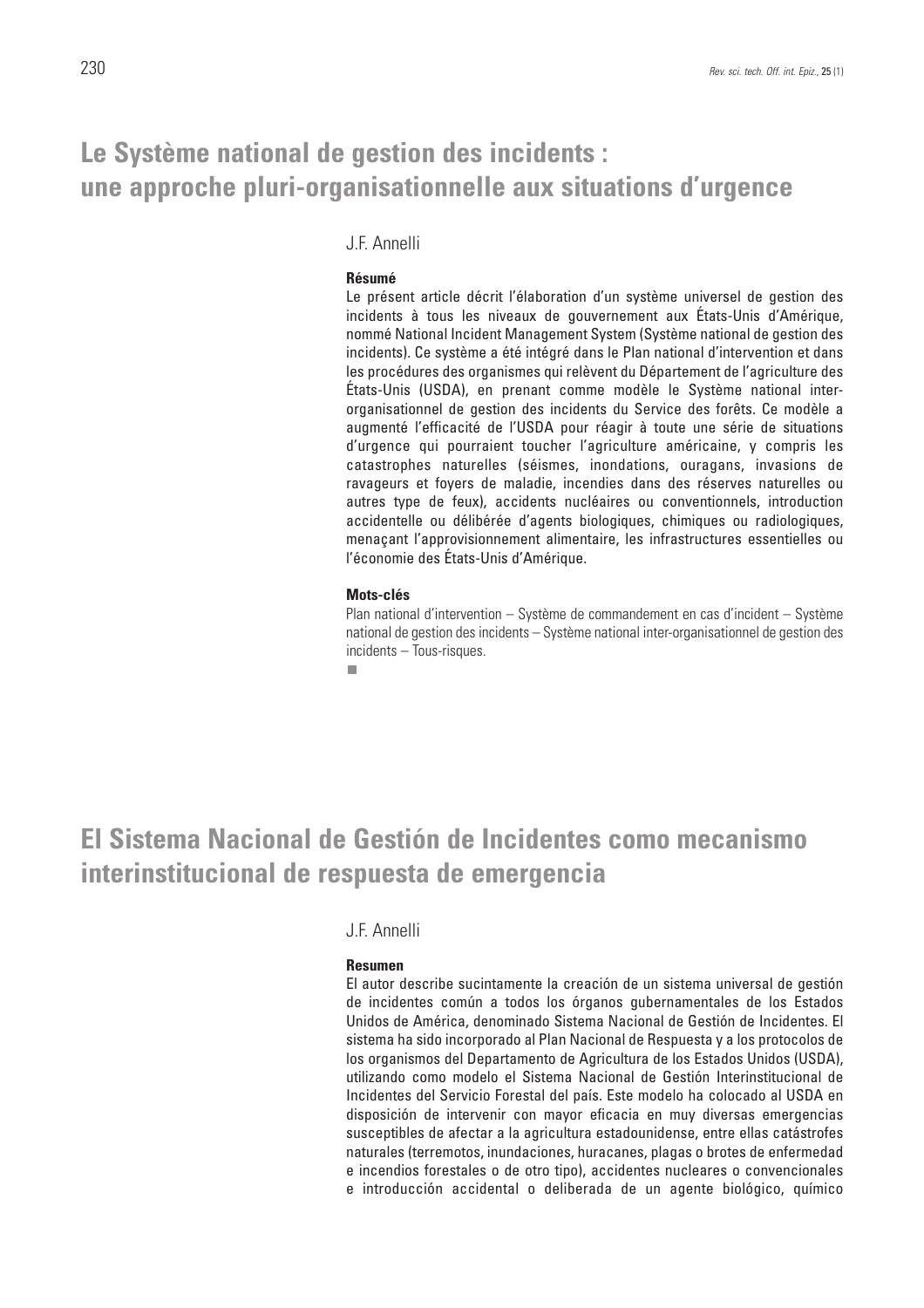# Le Système national de gestion des incidents : une approche pluri-organisationnelle aux situations d'urgence

J.F. Annelli

**Résumé**

Le présent article décrit l'élaboration d'un système universel de gestion des incidents à tous les niveaux de gouvernement aux États-Unis d'Amérique, nommé National Incident Management System (Système national de gestion des incidents). Ce système a été intégré dans le Plan national d'intervention et dans les procédures des organismes qui relèvent du Département de l'agriculture des États-Unis (USDA), en prenant comme modèle le Système national inter-organisationnel de gestion des incidents du Service des forêts. Ce modèle a augmenté l'efficacité de l'USDA pour réagir à toute une série de situations d'urgence qui pourraient toucher l'agriculture américaine, y compris les catastrophes naturelles (séismes, inondations, ouragans, invasions de ravageurs et foyers de maladie, incendies dans des réserves naturelles ou autres type de feux), accidents nucléaires ou conventionnels, introduction accidentelle ou délibérée d'agents biologiques, chimiques ou radiologiques, menaçant l'approvisionnement alimentaire, les infrastructures essentielles ou l'économie des États-Unis d'Amérique.

**Mots-clés**

Plan national d'intervention – Système de commandement en cas d'incident – Système national de gestion des incidents – Système national inter-organisationnel de gestion des incidents – Tous-risques.

■

# El Sistema Nacional de Gestión de Incidentes como mecanismo interinstitucional de respuesta de emergencia

J.F. Annelli

**Resumen**

El autor describe sucintamente la creación de un sistema universal de gestión de incidentes común a todos los órganos gubernamentales de los Estados Unidos de América, denominado Sistema Nacional de Gestión de Incidentes. El sistema ha sido incorporado al Plan Nacional de Respuesta y a los protocolos de los organismos del Departamento de Agricultura de los Estados Unidos (USDA), utilizando como modelo el Sistema Nacional de Gestión Interinstitucional de Incidentes del Servicio Forestal del país. Este modelo ha colocado al USDA en disposición de intervenir con mayor eficacia en muy diversas emergencias susceptibles de afectar a la agricultura estadounidense, entre ellas catástrofes naturales (terremotos, inundaciones, huracanes, plagas o brotes de enfermedad e incendios forestales o de otro tipo), accidentes nucleares o convencionales e introducción accidental o deliberada de un agente biológico, químico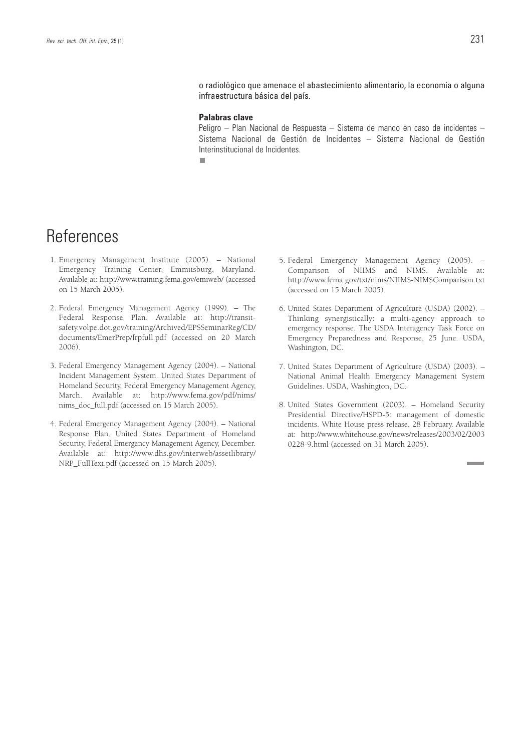o radiológico que amenace el abastecimiento alimentario, la economía o alguna infraestructura básica del país.

**Palabras clave**

Peligro – Plan Nacional de Respuesta – Sistema de mando en caso de incidentes – Sistema Nacional de Gestión de Incidentes – Sistema Nacional de Gestión Interinstitucional de Incidentes.

# References

1. Emergency Management Institute (2005). – National Emergency Training Center, Emmitsburg, Maryland. Available at: http://www.training.fema.gov/emiweb/ (accessed on 15 March 2005).

2. Federal Emergency Management Agency (1999). – The Federal Response Plan. Available at: http://transit-safety.volpe.dot.gov/training/Archived/EPSSeminarReg/CD/documents/EmerPrep/frpfull.pdf (accessed on 20 March 2006).

3. Federal Emergency Management Agency (2004). – National Incident Management System. United States Department of Homeland Security, Federal Emergency Management Agency, March. Available at: http://www.fema.gov/pdf/nims/nims_doc_full.pdf (accessed on 15 March 2005).

4. Federal Emergency Management Agency (2004). – National Response Plan. United States Department of Homeland Security, Federal Emergency Management Agency, December. Available at: http://www.dhs.gov/interweb/assetlibrary/NRP_FullText.pdf (accessed on 15 March 2005).

5. Federal Emergency Management Agency (2005). – Comparison of NIIMS and NIMS. Available at: http://www.fema.gov/txt/nims/NIIMS-NIMSComparison.txt (accessed on 15 March 2005).

6. United States Department of Agriculture (USDA) (2002). – Thinking synergistically: a multi-agency approach to emergency response. The USDA Interagency Task Force on Emergency Preparedness and Response, 25 June. USDA, Washington, DC.

7. United States Department of Agriculture (USDA) (2003). – National Animal Health Emergency Management System Guidelines. USDA, Washington, DC.

8. United States Government (2003). – Homeland Security Presidential Directive/HSPD-5: management of domestic incidents. White House press release, 28 February. Available at: http://www.whitehouse.gov/news/releases/2003/02/20030228-9.html (accessed on 31 March 2005).